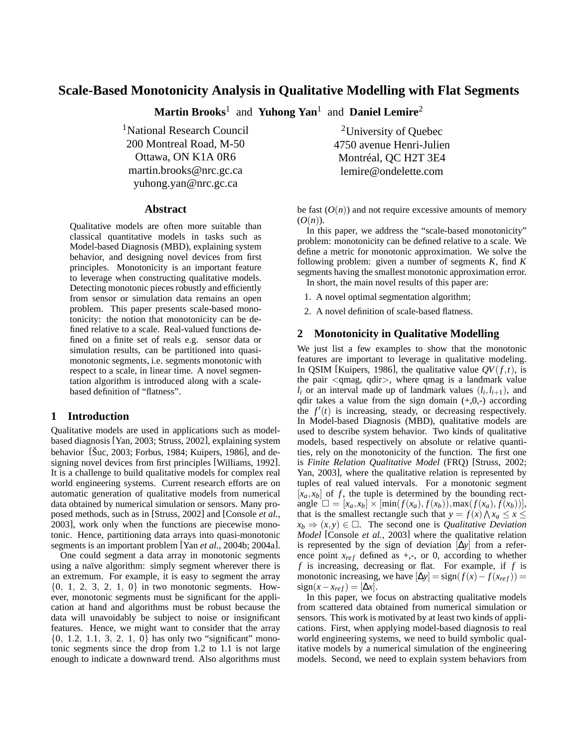# Scale-Based Monotonicity Analysis in Qualitative Modelling with Flat Segments

**Martin Brooks**[1] and **Yuhong Yan**[1] and **Daniel Lemire**[2]

[1]National Research Council
200 Montreal Road, M-50
Ottawa, ON K1A 0R6
martin.brooks@nrc.gc.ca
yuhong.yan@nrc.gc.ca

[2]University of Quebec
4750 avenue Henri-Julien
Montréal, QC H2T 3E4
lemire@ondelette.com

## Abstract

Qualitative models are often more suitable than classical quantitative models in tasks such as Model-based Diagnosis (MBD), explaining system behavior, and designing novel devices from first principles. Monotonicity is an important feature to leverage when constructing qualitative models. Detecting monotonic pieces robustly and efficiently from sensor or simulation data remains an open problem. This paper presents scale-based monotonicity: the notion that monotonicity can be defined relative to a scale. Real-valued functions defined on a finite set of reals e.g. sensor data or simulation results, can be partitioned into quasi-monotonic segments, i.e. segments monotonic with respect to a scale, in linear time. A novel segmentation algorithm is introduced along with a scale-based definition of "flatness".

## 1 Introduction

Qualitative models are used in applications such as model-based diagnosis [Yan, 2003; Struss, 2002], explaining system behavior [Šuc, 2003; Forbus, 1984; Kuipers, 1986], and designing novel devices from first principles [Williams, 1992]. It is a challenge to build qualitative models for complex real world engineering systems. Current research efforts are on automatic generation of qualitative models from numerical data obtained by numerical simulation or sensors. Many proposed methods, such as in [Struss, 2002] and [Console *et al.*, 2003], work only when the functions are piecewise monotonic. Hence, partitioning data arrays into quasi-monotonic segments is an important problem [Yan *et al.*, 2004b; 2004a].

One could segment a data array in monotonic segments using a naïve algorithm: simply segment wherever there is an extremum. For example, it is easy to segment the array $\{0,\ 1,\ 2,\ 3,\ 2,\ 1,\ 0\}$ in two monotonic segments. However, monotonic segments must be significant for the application at hand and algorithms must be robust because the data will unavoidably be subject to noise or insignificant features. Hence, we might want to consider that the array $\{0,\ 1.2,\ 1.1,\ 3,\ 2,\ 1,\ 0\}$ has only two "significant" monotonic segments since the drop from 1.2 to 1.1 is not large enough to indicate a downward trend. Also algorithms must be fast ($O(n)$) and not require excessive amounts of memory ($O(n)$).

In this paper, we address the "scale-based monotonicity" problem: monotonicity can be defined relative to a scale. We define a metric for monotonic approximation. We solve the following problem: given a number of segments $K$, find $K$ segments having the smallest monotonic approximation error.

In short, the main novel results of this paper are:

1. A novel optimal segmentation algorithm;
2. A novel definition of scale-based flatness.

## 2 Monotonicity in Qualitative Modelling

We just list a few examples to show that the monotonic features are important to leverage in qualitative modeling. In QSIM [Kuipers, 1986], the qualitative value $QV(f,t)$, is the pair <qmag, qdir>, where qmag is a landmark value $l_i$ or an interval made up of landmark values $(l_i, l_{i+1})$, and qdir takes a value from the sign domain (+,0,-) according the $f'(t)$ is increasing, steady, or decreasing respectively. In Model-based Diagnosis (MBD), qualitative models are used to describe system behavior. Two kinds of qualitative models, based respectively on absolute or relative quantities, rely on the monotonicity of the function. The first one is *Finite Relation Qualitative Model* (FRQ) [Struss, 2002; Yan, 2003], where the qualitative relation is represented by tuples of real valued intervals. For a monotonic segment $[x_a, x_b]$ of $f$, the tuple is determined by the bounding rectangle $\square = [x_a, x_b] \times [\min(f(x_a), f(x_b)), \max(f(x_a), f(x_b))]$, that is the smallest rectangle such that $y = f(x) \bigwedge x_a \leq x \leq x_b \Rightarrow (x,y) \in \square$. The second one is *Qualitative Deviation Model* [Console *et al.*, 2003] where the qualitative relation is represented by the sign of deviation $[\Delta y]$ from a reference point $x_{ref}$ defined as +,-, or 0, according to whether $f$ is increasing, decreasing or flat. For example, if $f$ is monotonic increasing, we have $[\Delta y] = \text{sign}(f(x) - f(x_{ref})) = \text{sign}(x - x_{ref}) = [\Delta x]$.

In this paper, we focus on abstracting qualitative models from scattered data obtained from numerical simulation or sensors. This work is motivated by at least two kinds of applications. First, when applying model-based diagnosis to real world engineering systems, we need to build symbolic qualitative models by a numerical simulation of the engineering models. Second, we need to explain system behaviors from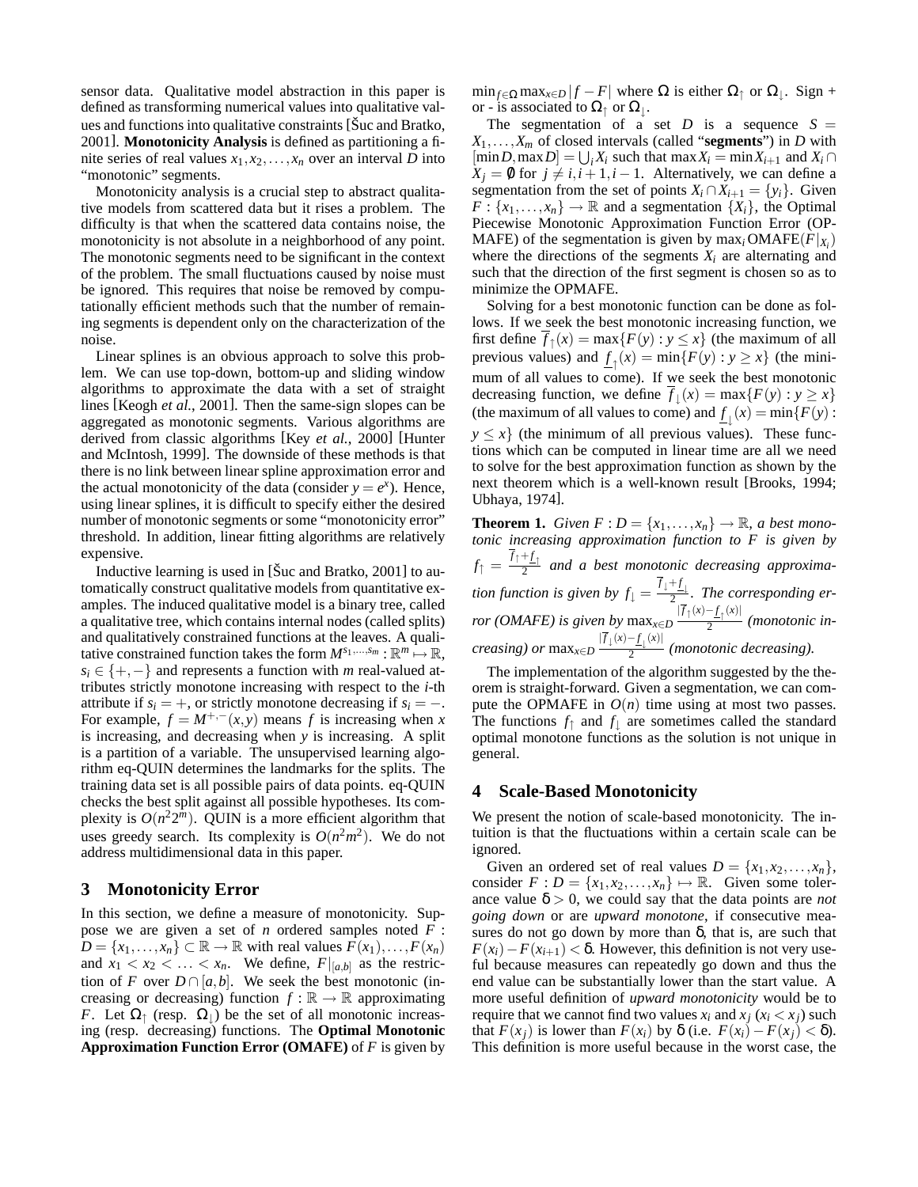sensor data. Qualitative model abstraction in this paper is defined as transforming numerical values into qualitative values and functions into qualitative constraints [Šuc and Bratko, 2001]. **Monotonicity Analysis** is defined as partitioning a finite series of real values $x_1, x_2, \ldots, x_n$ over an interval $D$ into "monotonic" segments.

Monotonicity analysis is a crucial step to abstract qualitative models from scattered data but it rises a problem. The difficulty is that when the scattered data contains noise, the monotonicity is not absolute in a neighborhood of any point. The monotonic segments need to be significant in the context of the problem. The small fluctuations caused by noise must be ignored. This requires that noise be removed by computationally efficient methods such that the number of remaining segments is dependent only on the characterization of the noise.

Linear splines is an obvious approach to solve this problem. We can use top-down, bottom-up and sliding window algorithms to approximate the data with a set of straight lines [Keogh *et al.*, 2001]. Then the same-sign slopes can be aggregated as monotonic segments. Various algorithms are derived from classic algorithms [Key *et al.*, 2000] [Hunter and McIntosh, 1999]. The downside of these methods is that there is no link between linear spline approximation error and the actual monotonicity of the data (consider $y = e^x$). Hence, using linear splines, it is difficult to specify either the desired number of monotonic segments or some "monotonicity error" threshold. In addition, linear fitting algorithms are relatively expensive.

Inductive learning is used in [Šuc and Bratko, 2001] to automatically construct qualitative models from quantitative examples. The induced qualitative model is a binary tree, called a qualitative tree, which contains internal nodes (called splits) and qualitatively constrained functions at the leaves. A qualitative constrained function takes the form $M^{s_1,\ldots,s_m} : \mathbb{R}^m \mapsto \mathbb{R}$, $s_i \in \{+,-\}$ and represents a function with $m$ real-valued attributes strictly monotone increasing with respect to the $i$-th attribute if $s_i = +$, or strictly monotone decreasing if $s_i = -$. For example, $f = M^{+,-}(x,y)$ means $f$ is increasing when $x$ is increasing, and decreasing when $y$ is increasing. A split is a partition of a variable. The unsupervised learning algorithm eq-QUIN determines the landmarks for the splits. The training data set is all possible pairs of data points. eq-QUIN checks the best split against all possible hypotheses. Its complexity is $O(n^2 2^m)$. QUIN is a more efficient algorithm that uses greedy search. Its complexity is $O(n^2 m^2)$. We do not address multidimensional data in this paper.

## 3 Monotonicity Error

In this section, we define a measure of monotonicity. Suppose we are given a set of $n$ ordered samples noted $F : D = \{x_1, \ldots, x_n\} \subset \mathbb{R} \to \mathbb{R}$ with real values $F(x_1), \ldots, F(x_n)$ and $x_1 < x_2 < \ldots < x_n$. We define, $F|_{[a,b]}$ as the restriction of $F$ over $D \cap [a,b]$. We seek the best monotonic (increasing or decreasing) function $f : \mathbb{R} \to \mathbb{R}$ approximating $F$. Let $\Omega_\uparrow$ (resp. $\Omega_\downarrow$) be the set of all monotonic increasing (resp. decreasing) functions. The **Optimal Monotonic Approximation Function Error (OMAFE)** of $F$ is given by $\min_{f \in \Omega} \max_{x \in D} |f - F|$ where $\Omega$ is either $\Omega_\uparrow$ or $\Omega_\downarrow$. Sign + or - is associated to $\Omega_\uparrow$ or $\Omega_\downarrow$.

The segmentation of a set $D$ is a sequence $S = X_1, \ldots, X_m$ of closed intervals (called "**segments**") in $D$ with $[\min D, \max D] = \bigcup_i X_i$ such that $\max X_i = \min X_{i+1}$ and $X_i \cap X_j = \emptyset$ for $j \neq i, i+1, i-1$. Alternatively, we can define a segmentation from the set of points $X_i \cap X_{i+1} = \{y_i\}$. Given $F : \{x_1, \ldots, x_n\} \to \mathbb{R}$ and a segmentation $\{X_i\}$, the Optimal Piecewise Monotonic Approximation Function Error (OPMAFE) of the segmentation is given by $\max_i \text{OMAFE}(F|_{X_i})$ where the directions of the segments $X_i$ are alternating and such that the direction of the first segment is chosen so as to minimize the OPMAFE.

Solving for a best monotonic function can be done as follows. If we seek the best monotonic increasing function, we first define $\overline{f}_\uparrow(x) = \max\{F(y) : y \leq x\}$ (the maximum of all previous values) and $\underline{f}_\uparrow(x) = \min\{F(y) : y \geq x\}$ (the minimum of all values to come). If we seek the best monotonic decreasing function, we define $\overline{f}_\downarrow(x) = \max\{F(y) : y \geq x\}$ (the maximum of all values to come) and $\underline{f}_\downarrow(x) = \min\{F(y) : y \leq x\}$ (the minimum of all previous values). These functions which can be computed in linear time are all we need to solve for the best approximation function as shown by the next theorem which is a well-known result [Brooks, 1994; Ubhaya, 1974].

**Theorem 1.** *Given $F : D = \{x_1, \ldots, x_n\} \to \mathbb{R}$, a best monotonic increasing approximation function to $F$ is given by $f_\uparrow = \frac{\overline{f}_\uparrow + \underline{f}_\uparrow}{2}$ and a best monotonic decreasing approximation function is given by $f_\downarrow = \frac{\overline{f}_\downarrow + \underline{f}_\downarrow}{2}$. The corresponding error (OMAFE) is given by $\max_{x \in D} \frac{|\overline{f}_\uparrow(x) - \underline{f}_\uparrow(x)|}{2}$ (monotonic increasing) or $\max_{x \in D} \frac{|\overline{f}_\downarrow(x) - \underline{f}_\downarrow(x)|}{2}$ (monotonic decreasing).*

The implementation of the algorithm suggested by the theorem is straight-forward. Given a segmentation, we can compute the OPMAFE in $O(n)$ time using at most two passes. The functions $f_\uparrow$ and $f_\downarrow$ are sometimes called the standard optimal monotone functions as the solution is not unique in general.

## 4 Scale-Based Monotonicity

We present the notion of scale-based monotonicity. The intuition is that the fluctuations within a certain scale can be ignored.

Given an ordered set of real values $D = \{x_1, x_2, \ldots, x_n\}$, consider $F : D = \{x_1, x_2, \ldots, x_n\} \mapsto \mathbb{R}$. Given some tolerance value $\delta > 0$, we could say that the data points are *not going down* or are *upward monotone*, if consecutive measures do not go down by more than $\delta$, that is, are such that $F(x_i) - F(x_{i+1}) < \delta$. However, this definition is not very useful because measures can repeatedly go down and thus the end value can be substantially lower than the start value. A more useful definition of *upward monotonicity* would be to require that we cannot find two values $x_i$ and $x_j$ ($x_i < x_j$) such that $F(x_j)$ is lower than $F(x_i)$ by $\delta$ (i.e. $F(x_i) - F(x_j) < \delta$). This definition is more useful because in the worst case, the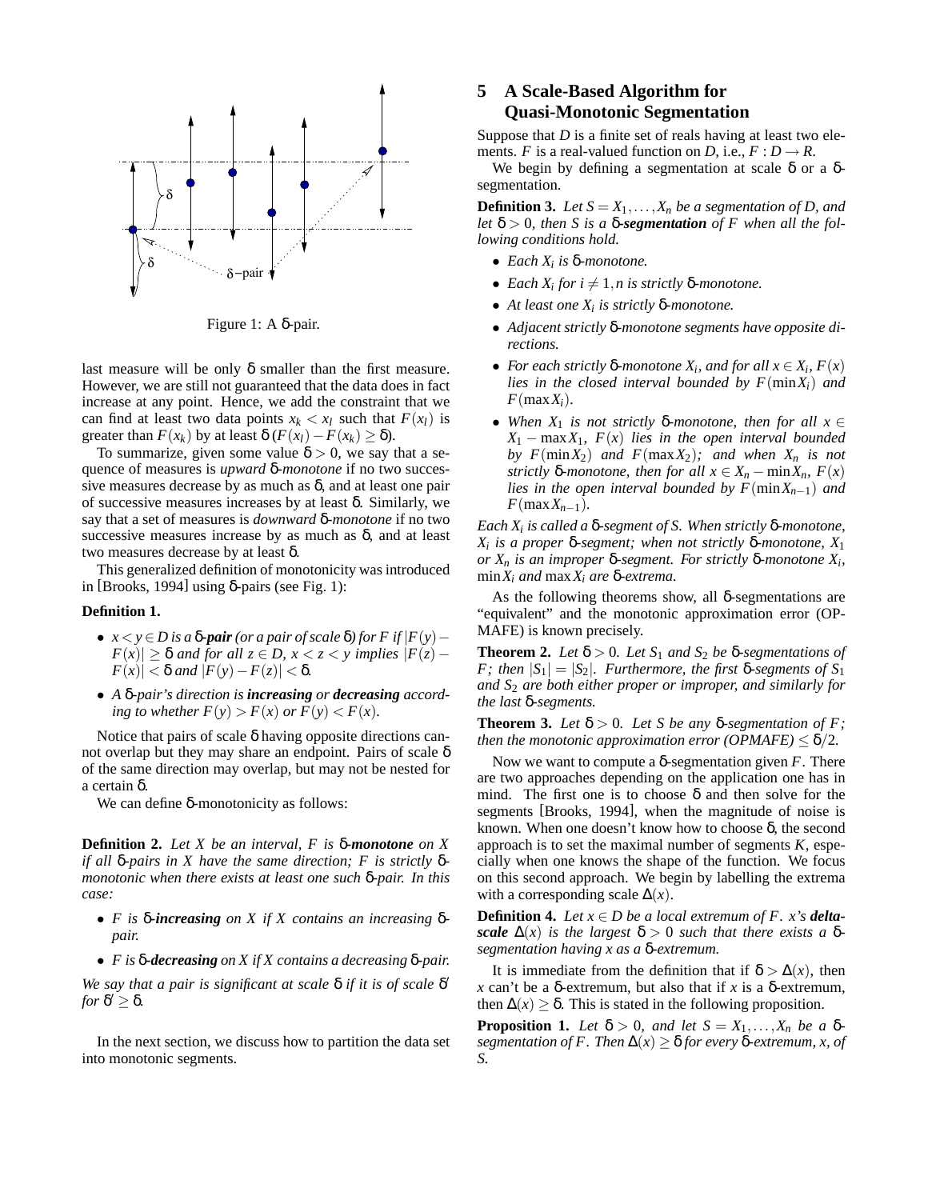Figure 1: A δ-pair.

last measure will be only δ smaller than the first measure. However, we are still not guaranteed that the data does in fact increase at any point. Hence, we add the constraint that we can find at least two data points $x_k < x_l$ such that $F(x_l)$ is greater than $F(x_k)$ by at least δ ($F(x_l) - F(x_k) \geq \delta$).

To summarize, given some value $\delta > 0$, we say that a sequence of measures is *upward δ-monotone* if no two successive measures decrease by as much as δ, and at least one pair of successive measures increases by at least δ. Similarly, we say that a set of measures is *downward δ-monotone* if no two successive measures increase by as much as δ, and at least two measures decrease by at least δ.

This generalized definition of monotonicity was introduced in [Brooks, 1994] using δ-pairs (see Fig. 1):

**Definition 1.**

- *$x < y \in D$ is a **δ-pair** (or a pair of scale δ) for $F$ if $|F(y) - F(x)| \geq \delta$ and for all $z \in D$, $x < z < y$ implies $|F(z) - F(x)| < \delta$ and $|F(y) - F(z)| < \delta$.*
- *A δ-pair's direction is **increasing** or **decreasing** according to whether $F(y) > F(x)$ or $F(y) < F(x)$.*

Notice that pairs of scale δ having opposite directions cannot overlap but they may share an endpoint. Pairs of scale δ of the same direction may overlap, but may not be nested for a certain δ.

We can define δ-monotonicity as follows:

**Definition 2.** *Let $X$ be an interval, $F$ is **δ-monotone** on $X$ if all δ-pairs in $X$ have the same direction; $F$ is strictly δ-monotonic when there exists at least one such δ-pair. In this case:*

- *$F$ is **δ-increasing** on $X$ if $X$ contains an increasing δ-pair.*
- *$F$ is **δ-decreasing** on $X$ if $X$ contains a decreasing δ-pair.*

*We say that a pair is significant at scale δ if it is of scale $\delta'$ for $\delta' \geq \delta$.*

In the next section, we discuss how to partition the data set into monotonic segments.

## 5 A Scale-Based Algorithm for Quasi-Monotonic Segmentation

Suppose that $D$ is a finite set of reals having at least two elements. $F$ is a real-valued function on $D$, i.e., $F : D \to R$.

We begin by defining a segmentation at scale δ or a δ-segmentation.

**Definition 3.** *Let $S = X_1, \ldots, X_n$ be a segmentation of $D$, and let $\delta > 0$, then $S$ is a **δ-segmentation** of $F$ when all the following conditions hold.*

- *Each $X_i$ is δ-monotone.*
- *Each $X_i$ for $i \neq 1, n$ is strictly δ-monotone.*
- *At least one $X_i$ is strictly δ-monotone.*
- *Adjacent strictly δ-monotone segments have opposite directions.*
- *For each strictly δ-monotone $X_i$, and for all $x \in X_i$, $F(x)$ lies in the closed interval bounded by $F(\min X_i)$ and $F(\max X_i)$.*
- *When $X_1$ is not strictly δ-monotone, then for all $x \in X_1 - \max X_1$, $F(x)$ lies in the open interval bounded by $F(\min X_2)$ and $F(\max X_2)$; and when $X_n$ is not strictly δ-monotone, then for all $x \in X_n - \min X_n$, $F(x)$ lies in the open interval bounded by $F(\min X_{n-1})$ and $F(\max X_{n-1})$.*

*Each $X_i$ is called a δ-segment of $S$. When strictly δ-monotone, $X_i$ is a proper δ-segment; when not strictly δ-monotone, $X_1$ or $X_n$ is an improper δ-segment. For strictly δ-monotone $X_i$, $\min X_i$ and $\max X_i$ are δ-extrema.*

As the following theorems show, all δ-segmentations are "equivalent" and the monotonic approximation error (OPMAFE) is known precisely.

**Theorem 2.** *Let $\delta > 0$. Let $S_1$ and $S_2$ be δ-segmentations of $F$; then $|S_1| = |S_2|$. Furthermore, the first δ-segments of $S_1$ and $S_2$ are both either proper or improper, and similarly for the last δ-segments.*

**Theorem 3.** *Let $\delta > 0$. Let $S$ be any δ-segmentation of $F$; then the monotonic approximation error (OPMAFE) $\leq \delta/2$.*

Now we want to compute a δ-segmentation given $F$. There are two approaches depending on the application one has in mind. The first one is to choose δ and then solve for the segments [Brooks, 1994], when the magnitude of noise is known. When one doesn't know how to choose δ, the second approach is to set the maximal number of segments $K$, especially when one knows the shape of the function. We focus on this second approach. We begin by labelling the extrema with a corresponding scale $\Delta(x)$.

**Definition 4.** *Let $x \in D$ be a local extremum of $F$. $x$'s **delta-scale** $\Delta(x)$ is the largest $\delta > 0$ such that there exists a δ-segmentation having $x$ as a δ-extremum.*

It is immediate from the definition that if $\delta > \Delta(x)$, then $x$ can't be a δ-extremum, but also that if $x$ is a δ-extremum, then $\Delta(x) \geq \delta$. This is stated in the following proposition.

**Proposition 1.** *Let $\delta > 0$, and let $S = X_1, \ldots, X_n$ be a δ-segmentation of $F$. Then $\Delta(x) \geq \delta$ for every δ-extremum, $x$, of $S$.*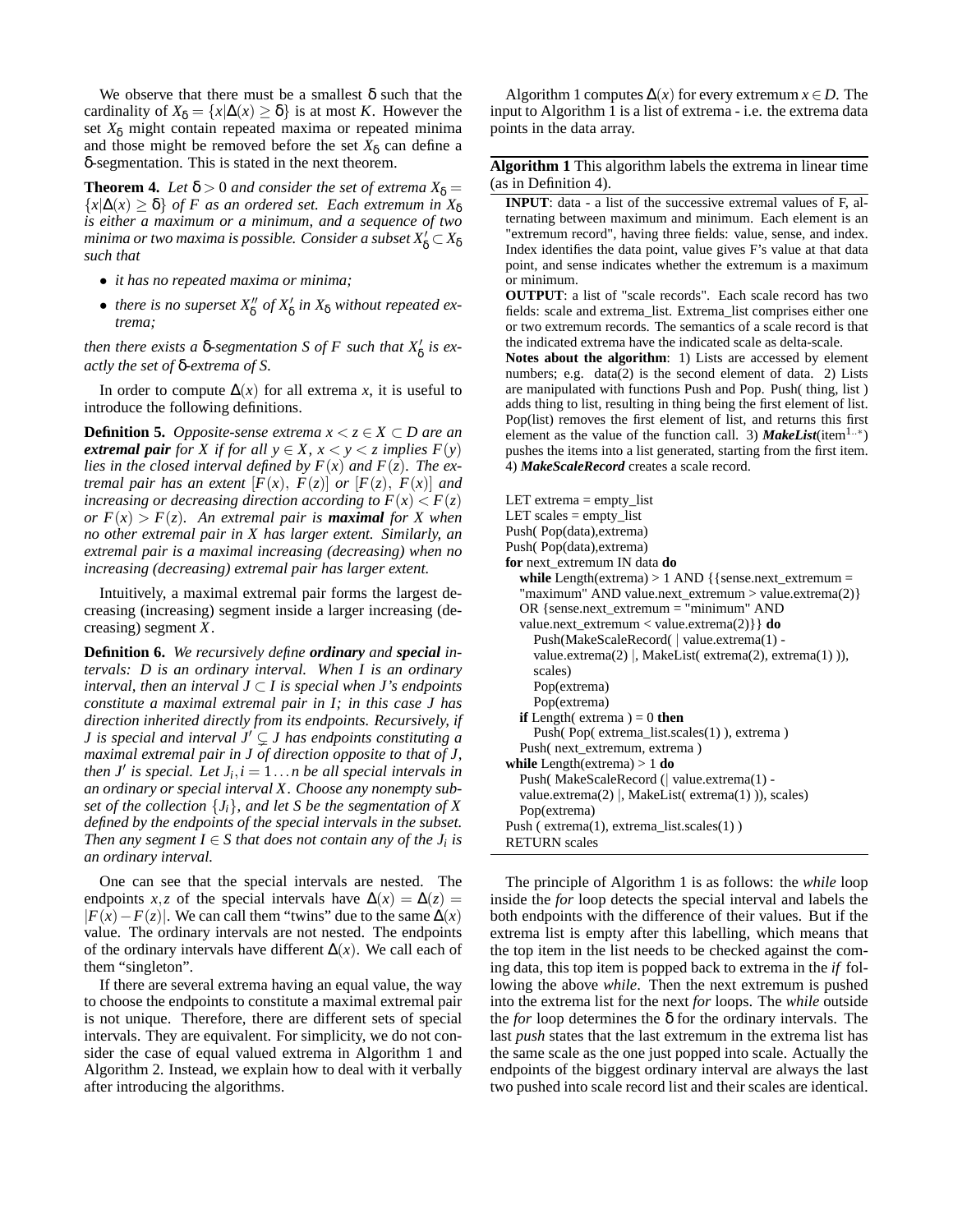We observe that there must be a smallest $\delta$ such that the cardinality of $X_\delta = \{x|\Delta(x) \geq \delta\}$ is at most $K$. However the set $X_\delta$ might contain repeated maxima or repeated minima and those might be removed before the set $X_\delta$ can define a $\delta$-segmentation. This is stated in the next theorem.

**Theorem 4.** *Let $\delta > 0$ and consider the set of extrema $X_\delta = \{x|\Delta(x) \geq \delta\}$ of $F$ as an ordered set. Each extremum in $X_\delta$ is either a maximum or a minimum, and a sequence of two minima or two maxima is possible. Consider a subset $X'_\delta \subset X_\delta$ such that*

- *it has no repeated maxima or minima;*
- *there is no superset $X''_\delta$ of $X'_\delta$ in $X_\delta$ without repeated extrema;*

*then there exists a $\delta$-segmentation $S$ of $F$ such that $X'_\delta$ is exactly the set of $\delta$-extrema of $S$.*

In order to compute $\Delta(x)$ for all extrema $x$, it is useful to introduce the following definitions.

**Definition 5.** *Opposite-sense extrema $x < z \in X \subset D$ are an **extremal pair** for $X$ if for all $y \in X$, $x < y < z$ implies $F(y)$ lies in the closed interval defined by $F(x)$ and $F(z)$. The extremal pair has an extent $[F(x),\ F(z)]$ or $[F(z),\ F(x)]$ and increasing or decreasing direction according to $F(x) < F(z)$ or $F(x) > F(z)$. An extremal pair is **maximal** for $X$ when no other extremal pair in $X$ has larger extent. Similarly, an extremal pair is a maximal increasing (decreasing) when no increasing (decreasing) extremal pair has larger extent.*

Intuitively, a maximal extremal pair forms the largest decreasing (increasing) segment inside a larger increasing (decreasing) segment $X$.

**Definition 6.** *We recursively define **ordinary** and **special** intervals: $D$ is an ordinary interval. When $I$ is an ordinary interval, then an interval $J \subset I$ is special when $J$'s endpoints constitute a maximal extremal pair in $I$; in this case $J$ has direction inherited directly from its endpoints. Recursively, if $J$ is special and interval $J' \subsetneq J$ has endpoints constituting a maximal extremal pair in $J$ of direction opposite to that of $J$, then $J'$ is special. Let $J_i, i = 1 \ldots n$ be all special intervals in an ordinary or special interval $X$. Choose any nonempty subset of the collection $\{J_i\}$, and let $S$ be the segmentation of $X$ defined by the endpoints of the special intervals in the subset. Then any segment $I \in S$ that does not contain any of the $J_i$ is an ordinary interval.*

One can see that the special intervals are nested. The endpoints $x, z$ of the special intervals have $\Delta(x) = \Delta(z) = |F(x) - F(z)|$. We can call them "twins" due to the same $\Delta(x)$ value. The ordinary intervals are not nested. The endpoints of the ordinary intervals have different $\Delta(x)$. We call each of them "singleton".

If there are several extrema having an equal value, the way to choose the endpoints to constitute a maximal extremal pair is not unique. Therefore, there are different sets of special intervals. They are equivalent. For simplicity, we do not consider the case of equal valued extrema in Algorithm 1 and Algorithm 2. Instead, we explain how to deal with it verbally after introducing the algorithms.

Algorithm 1 computes $\Delta(x)$ for every extremum $x \in D$. The input to Algorithm 1 is a list of extrema - i.e. the extrema data points in the data array.

**Algorithm 1** This algorithm labels the extrema in linear time (as in Definition 4).

**INPUT**: data - a list of the successive extremal values of F, alternating between maximum and minimum. Each element is an "extremum record", having three fields: value, sense, and index. Index identifies the data point, value gives F's value at that data point, and sense indicates whether the extremum is a maximum or minimum.

**OUTPUT**: a list of "scale records". Each scale record has two fields: scale and extrema_list. Extrema_list comprises either one or two extremum records. The semantics of a scale record is that the indicated extrema have the indicated scale as delta-scale.

**Notes about the algorithm**: 1) Lists are accessed by element numbers; e.g. data(2) is the second element of data. 2) Lists are manipulated with functions Push and Pop. Push( thing, list ) adds thing to list, resulting in thing being the first element of list. Pop(list) removes the first element of list, and returns this first element as the value of the function call. 3) ***MakeList***(item$^{1..*}$) pushes the items into a list generated, starting from the first item. 4) ***MakeScaleRecord*** creates a scale record.

```
LET extrema = empty_list
LET scales = empty_list
Push( Pop(data),extrema)
Push( Pop(data),extrema)
for next_extremum IN data do
   while Length(extrema) > 1 AND {{sense.next_extremum =
   "maximum" AND value.next_extremum > value.extrema(2)}
   OR {sense.next_extremum = "minimum" AND
   value.next_extremum < value.extrema(2)}} do
      Push(MakeScaleRecord( | value.extrema(1) -
      value.extrema(2) |, MakeList( extrema(2), extrema(1) )),
      scales)
      Pop(extrema)
      Pop(extrema)
   if Length( extrema ) = 0 then
      Push( Pop( extrema_list.scales(1) ), extrema )
   Push( next_extremum, extrema )
while Length(extrema) > 1 do
   Push( MakeScaleRecord (| value.extrema(1) -
   value.extrema(2) |, MakeList( extrema(1) )), scales)
   Pop(extrema)
Push ( extrema(1), extrema_list.scales(1) )
RETURN scales
```

The principle of Algorithm 1 is as follows: the *while* loop inside the *for* loop detects the special interval and labels the both endpoints with the difference of their values. But if the extrema list is empty after this labelling, which means that the top item in the list needs to be checked against the coming data, this top item is popped back to extrema in the *if* following the above *while*. Then the next extremum is pushed into the extrema list for the next *for* loops. The *while* outside the *for* loop determines the $\delta$ for the ordinary intervals. The last *push* states that the last extremum in the extrema list has the same scale as the one just popped into scale. Actually the endpoints of the biggest ordinary interval are always the last two pushed into scale record list and their scales are identical.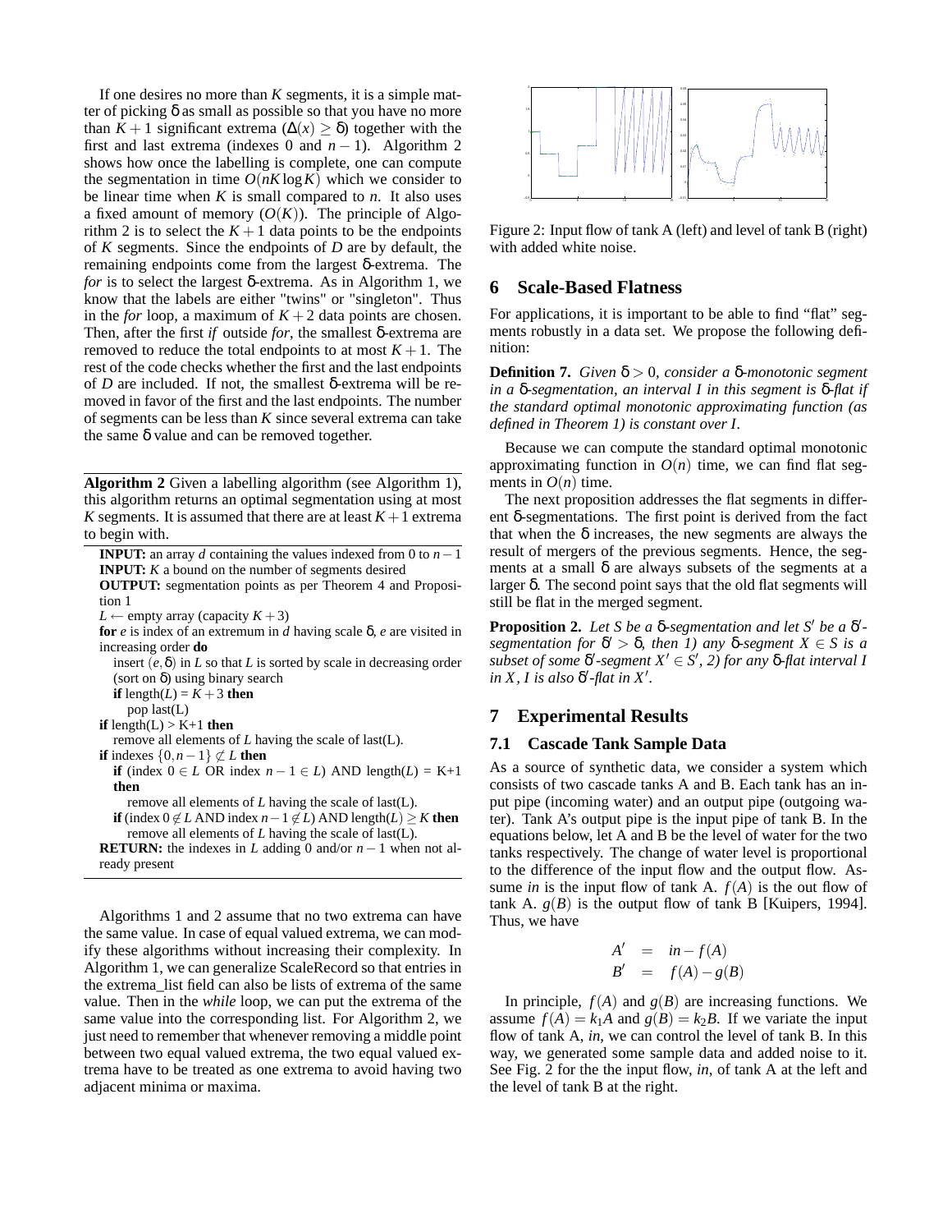If one desires no more than $K$ segments, it is a simple matter of picking $\delta$ as small as possible so that you have no more than $K+1$ significant extrema ($\Delta(x) \geq \delta$) together with the first and last extrema (indexes 0 and $n-1$). Algorithm 2 shows how once the labelling is complete, one can compute the segmentation in time $O(nK \log K)$ which we consider to be linear time when $K$ is small compared to $n$. It also uses a fixed amount of memory ($O(K)$). The principle of Algorithm 2 is to select the $K+1$ data points to be the endpoints of $K$ segments. Since the endpoints of $D$ are by default, the remaining endpoints come from the largest $\delta$-extrema. The *for* is to select the largest $\delta$-extrema. As in Algorithm 1, we know that the labels are either "twins" or "singleton". Thus in the *for* loop, a maximum of $K+2$ data points are chosen. Then, after the first *if* outside *for*, the smallest $\delta$-extrema are removed to reduce the total endpoints to at most $K+1$. The rest of the code checks whether the first and the last endpoints of $D$ are included. If not, the smallest $\delta$-extrema will be removed in favor of the first and the last endpoints. The number of segments can be less than $K$ since several extrema can take the same $\delta$ value and can be removed together.

---

**Algorithm 2** Given a labelling algorithm (see Algorithm 1), this algorithm returns an optimal segmentation using at most $K$ segments. It is assumed that there are at least $K+1$ extrema to begin with.

**INPUT:** an array $d$ containing the values indexed from 0 to $n-1$
**INPUT:** $K$ a bound on the number of segments desired
**OUTPUT:** segmentation points as per Theorem 4 and Proposition 1
$L \leftarrow$ empty array (capacity $K+3$)
**for** $e$ is index of an extremum in $d$ having scale $\delta$, $e$ are visited in increasing order **do**
  insert $(e, \delta)$ in $L$ so that $L$ is sorted by scale in decreasing order (sort on $\delta$) using binary search
  **if** length($L$) = $K+3$ **then**
    pop last(L)
**if** length(L) > K+1 **then**
  remove all elements of $L$ having the scale of last(L).
**if** indexes $\{0, n-1\} \not\subset L$ **then**
  **if** (index $0 \in L$ OR index $n-1 \in L$) AND length($L$) = K+1 **then**
    remove all elements of $L$ having the scale of last(L).
  **if** (index $0 \notin L$ AND index $n-1 \notin L$) AND length($L$) $\geq K$ **then**
    remove all elements of $L$ having the scale of last(L).
**RETURN:** the indexes in $L$ adding 0 and/or $n-1$ when not already present

---

Algorithms 1 and 2 assume that no two extrema can have the same value. In case of equal valued extrema, we can modify these algorithms without increasing their complexity. In Algorithm 1, we can generalize ScaleRecord so that entries in the extrema_list field can also be lists of extrema of the same value. Then in the *while* loop, we can put the extrema of the same value into the corresponding list. For Algorithm 2, we just need to remember that whenever removing a middle point between two equal valued extrema, the two equal valued extrema have to be treated as one extrema to avoid having two adjacent minima or maxima.

Figure 2: Input flow of tank A (left) and level of tank B (right) with added white noise.

## 6 Scale-Based Flatness

For applications, it is important to be able to find "flat" segments robustly in a data set. We propose the following definition:

**Definition 7.** *Given $\delta > 0$, consider a $\delta$-monotonic segment in a $\delta$-segmentation, an interval $I$ in this segment is $\delta$-flat if the standard optimal monotonic approximating function (as defined in Theorem 1) is constant over $I$.*

Because we can compute the standard optimal monotonic approximating function in $O(n)$ time, we can find flat segments in $O(n)$ time.

The next proposition addresses the flat segments in different $\delta$-segmentations. The first point is derived from the fact that when the $\delta$ increases, the new segments are always the result of mergers of the previous segments. Hence, the segments at a small $\delta$ are always subsets of the segments at a larger $\delta$. The second point says that the old flat segments will still be flat in the merged segment.

**Proposition 2.** *Let $S$ be a $\delta$-segmentation and let $S'$ be a $\delta'$-segmentation for $\delta' > \delta$, then 1) any $\delta$-segment $X \in S$ is a subset of some $\delta'$-segment $X' \in S'$, 2) for any $\delta$-flat interval $I$ in $X$, $I$ is also $\delta'$-flat in $X'$.*

## 7 Experimental Results

### 7.1 Cascade Tank Sample Data

As a source of synthetic data, we consider a system which consists of two cascade tanks A and B. Each tank has an input pipe (incoming water) and an output pipe (outgoing water). Tank A's output pipe is the input pipe of tank B. In the equations below, let A and B be the level of water for the two tanks respectively. The change of water level is proportional to the difference of the input flow and the output flow. Assume *in* is the input flow of tank A. $f(A)$ is the out flow of tank A. $g(B)$ is the output flow of tank B [Kuipers, 1994]. Thus, we have

$$
\begin{aligned}
A' &= in - f(A) \\
B' &= f(A) - g(B)
\end{aligned}
$$

In principle, $f(A)$ and $g(B)$ are increasing functions. We assume $f(A) = k_1 A$ and $g(B) = k_2 B$. If we variate the input flow of tank A, *in*, we can control the level of tank B. In this way, we generated some sample data and added noise to it. See Fig. 2 for the the input flow, *in*, of tank A at the left and the level of tank B at the right.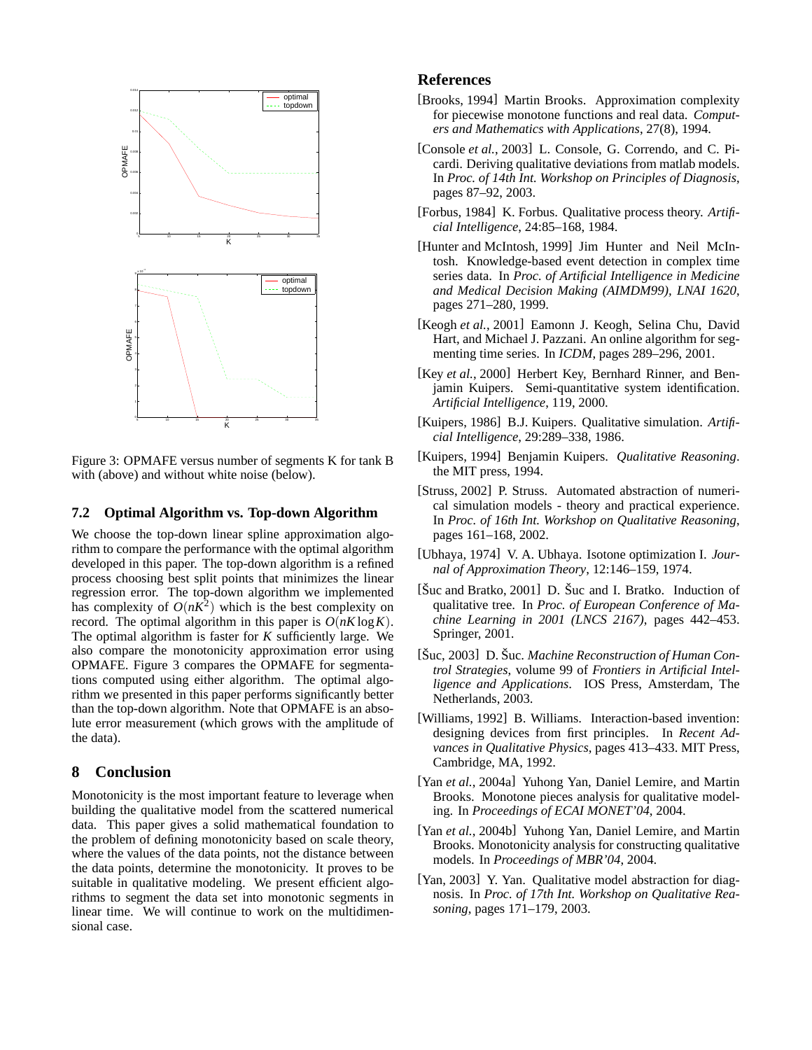optimal
topdown

0.014
0.012
0.01
0.008
0.006
0.004
0.002
0

OPMAFE

5 10 15 20 25 30 35

K

optimal
topdown

$\times 10^{-7}$

9
8
7
6
5
4
3
2
1
0

OPMAFE

5 10 15 20 25 30 35

K

Figure 3: OPMAFE versus number of segments K for tank B with (above) and without white noise (below).

### 7.2 Optimal Algorithm vs. Top-down Algorithm

We choose the top-down linear spline approximation algorithm to compare the performance with the optimal algorithm developed in this paper. The top-down algorithm is a refined process choosing best split points that minimizes the linear regression error. The top-down algorithm we implemented has complexity of $O(nK^2)$ which is the best complexity on record. The optimal algorithm in this paper is $O(nK \log K)$. The optimal algorithm is faster for $K$ sufficiently large. We also compare the monotonicity approximation error using OPMAFE. Figure 3 compares the OPMAFE for segmentations computed using either algorithm. The optimal algorithm we presented in this paper performs significantly better than the top-down algorithm. Note that OPMAFE is an absolute error measurement (which grows with the amplitude of the data).

## 8 Conclusion

Monotonicity is the most important feature to leverage when building the qualitative model from the scattered numerical data. This paper gives a solid mathematical foundation to the problem of defining monotonicity based on scale theory, where the values of the data points, not the distance between the data points, determine the monotonicity. It proves to be suitable in qualitative modeling. We present efficient algorithms to segment the data set into monotonic segments in linear time. We will continue to work on the multidimensional case.

## References

[Brooks, 1994] Martin Brooks. Approximation complexity for piecewise monotone functions and real data. *Computers and Mathematics with Applications*, 27(8), 1994.

[Console *et al.*, 2003] L. Console, G. Correndo, and C. Picardi. Deriving qualitative deviations from matlab models. In *Proc. of 14th Int. Workshop on Principles of Diagnosis*, pages 87–92, 2003.

[Forbus, 1984] K. Forbus. Qualitative process theory. *Artificial Intelligence*, 24:85–168, 1984.

[Hunter and McIntosh, 1999] Jim Hunter and Neil McIntosh. Knowledge-based event detection in complex time series data. In *Proc. of Artificial Intelligence in Medicine and Medical Decision Making (AIMDM99), LNAI 1620*, pages 271–280, 1999.

[Keogh *et al.*, 2001] Eamonn J. Keogh, Selina Chu, David Hart, and Michael J. Pazzani. An online algorithm for segmenting time series. In *ICDM*, pages 289–296, 2001.

[Key *et al.*, 2000] Herbert Key, Bernhard Rinner, and Benjamin Kuipers. Semi-quantitative system identification. *Artificial Intelligence*, 119, 2000.

[Kuipers, 1986] B.J. Kuipers. Qualitative simulation. *Artificial Intelligence*, 29:289–338, 1986.

[Kuipers, 1994] Benjamin Kuipers. *Qualitative Reasoning*. the MIT press, 1994.

[Struss, 2002] P. Struss. Automated abstraction of numerical simulation models - theory and practical experience. In *Proc. of 16th Int. Workshop on Qualitative Reasoning*, pages 161–168, 2002.

[Ubhaya, 1974] V. A. Ubhaya. Isotone optimization I. *Journal of Approximation Theory*, 12:146–159, 1974.

[Šuc and Bratko, 2001] D. Šuc and I. Bratko. Induction of qualitative tree. In *Proc. of European Conference of Machine Learning in 2001 (LNCS 2167)*, pages 442–453. Springer, 2001.

[Šuc, 2003] D. Šuc. *Machine Reconstruction of Human Control Strategies*, volume 99 of *Frontiers in Artificial Intelligence and Applications*. IOS Press, Amsterdam, The Netherlands, 2003.

[Williams, 1992] B. Williams. Interaction-based invention: designing devices from first principles. In *Recent Advances in Qualitative Physics*, pages 413–433. MIT Press, Cambridge, MA, 1992.

[Yan *et al.*, 2004a] Yuhong Yan, Daniel Lemire, and Martin Brooks. Monotone pieces analysis for qualitative modeling. In *Proceedings of ECAI MONET'04*, 2004.

[Yan *et al.*, 2004b] Yuhong Yan, Daniel Lemire, and Martin Brooks. Monotonicity analysis for constructing qualitative models. In *Proceedings of MBR'04*, 2004.

[Yan, 2003] Y. Yan. Qualitative model abstraction for diagnosis. In *Proc. of 17th Int. Workshop on Qualitative Reasoning*, pages 171–179, 2003.